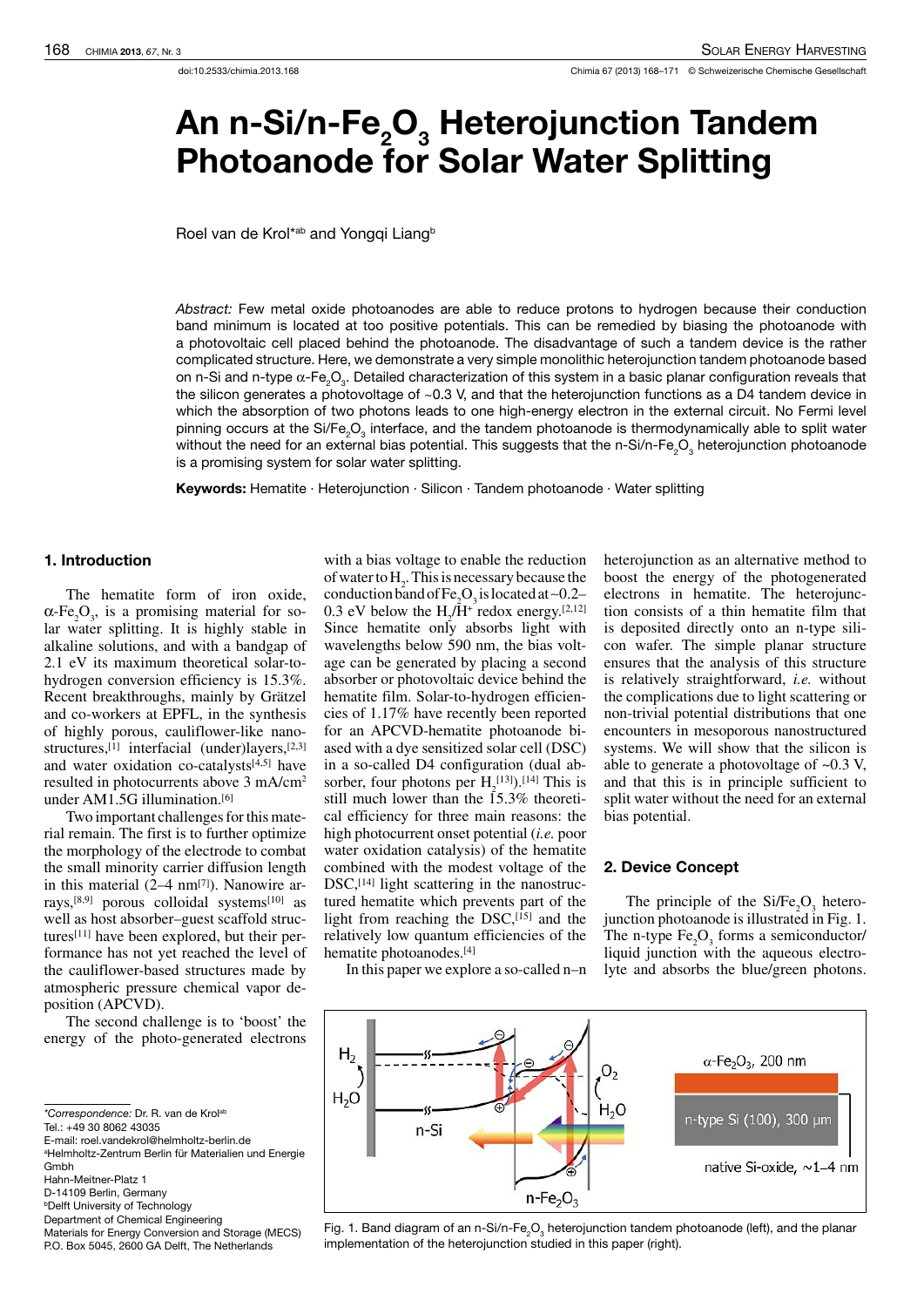# An n-Si/n-$Fe_2O_3$ Heterojunction Tandem Photoanode for Solar Water Splitting

Roel van de Krol*[ab] and Yongqi Liang[b]

*Abstract:* Few metal oxide photoanodes are able to reduce protons to hydrogen because their conduction band minimum is located at too positive potentials. This can be remedied by biasing the photoanode with a photovoltaic cell placed behind the photoanode. The disadvantage of such a tandem device is the rather complicated structure. Here, we demonstrate a very simple monolithic heterojunction tandem photoanode based on n-Si and n-type $\alpha$-$Fe_2O_3$. Detailed characterization of this system in a basic planar configuration reveals that the silicon generates a photovoltage of ~0.3 V, and that the heterojunction functions as a D4 tandem device in which the absorption of two photons leads to one high-energy electron in the external circuit. No Fermi level pinning occurs at the Si/$Fe_2O_3$ interface, and the tandem photoanode is thermodynamically able to split water without the need for an external bias potential. This suggests that the n-Si/n-$Fe_2O_3$ heterojunction photoanode is a promising system for solar water splitting.

**Keywords:** Hematite · Heterojunction · Silicon · Tandem photoanode · Water splitting

## 1. Introduction

The hematite form of iron oxide, $\alpha$-$Fe_2O_3$, is a promising material for solar water splitting. It is highly stable in alkaline solutions, and with a bandgap of 2.1 eV its maximum theoretical solar-to-hydrogen conversion efficiency is 15.3%. Recent breakthroughs, mainly by Grätzel and co-workers at EPFL, in the synthesis of highly porous, cauliflower-like nanostructures,[1] interfacial (under)layers,[2,3] and water oxidation co-catalysts[4,5] have resulted in photocurrents above 3 mA/cm$^2$ under AM1.5G illumination.[6]

Two important challenges for this material remain. The first is to further optimize the morphology of the electrode to combat the small minority carrier diffusion length in this material (2–4 nm[7]). Nanowire arrays,[8,9] porous colloidal systems[10] as well as host absorber–guest scaffold structures[11] have been explored, but their performance has not yet reached the level of the cauliflower-based structures made by atmospheric pressure chemical vapor deposition (APCVD).

The second challenge is to 'boost' the energy of the photo-generated electrons with a bias voltage to enable the reduction of water to $H_2$. This is necessary because the conduction band of $Fe_2O_3$ is located at ~0.2–0.3 eV below the $H_2$/$H^+$ redox energy.[2,12] Since hematite only absorbs light with wavelengths below 590 nm, the bias voltage can be generated by placing a second absorber or photovoltaic device behind the hematite film. Solar-to-hydrogen efficiencies of 1.17% have recently been reported for an APCVD-hematite photoanode biased with a dye sensitized solar cell (DSC) in a so-called D4 configuration (dual absorber, four photons per $H_2$[13]).[14] This is still much lower than the 15.3% theoretical efficiency for three main reasons: the high photocurrent onset potential (*i.e.* poor water oxidation catalysis) of the hematite combined with the modest voltage of the DSC,[14] light scattering in the nanostructured hematite which prevents part of the light from reaching the DSC,[15] and the relatively low quantum efficiencies of the hematite photoanodes.[4]

In this paper we explore a so-called n–n heterojunction as an alternative method to boost the energy of the photogenerated electrons in hematite. The heterojunction consists of a thin hematite film that is deposited directly onto an n-type silicon wafer. The simple planar structure ensures that the analysis of this structure is relatively straightforward, *i.e.* without the complications due to light scattering or non-trivial potential distributions that one encounters in mesoporous nanostructured systems. We will show that the silicon is able to generate a photovoltage of ~0.3 V, and that this is in principle sufficient to split water without the need for an external bias potential.

## 2. Device Concept

The principle of the Si/$Fe_2O_3$ heterojunction photoanode is illustrated in Fig. 1. The n-type $Fe_2O_3$ forms a semiconductor/liquid junction with the aqueous electrolyte and absorbs the blue/green photons.

Fig. 1. Band diagram of an n-Si/n-$Fe_2O_3$ heterojunction tandem photoanode (left), and the planar implementation of the heterojunction studied in this paper (right).

*Correspondence: Dr. R. van de Krol[ab]
Tel.: +49 30 8062 43035
E-mail: roel.vandekrol@helmholtz-berlin.de
[a]Helmholtz-Zentrum Berlin für Materialien und Energie Gmbh
Hahn-Meitner-Platz 1
D-14109 Berlin, Germany
[b]Delft University of Technology
Department of Chemical Engineering
Materials for Energy Conversion and Storage (MECS)
P.O. Box 5045, 2600 GA Delft, The Netherlands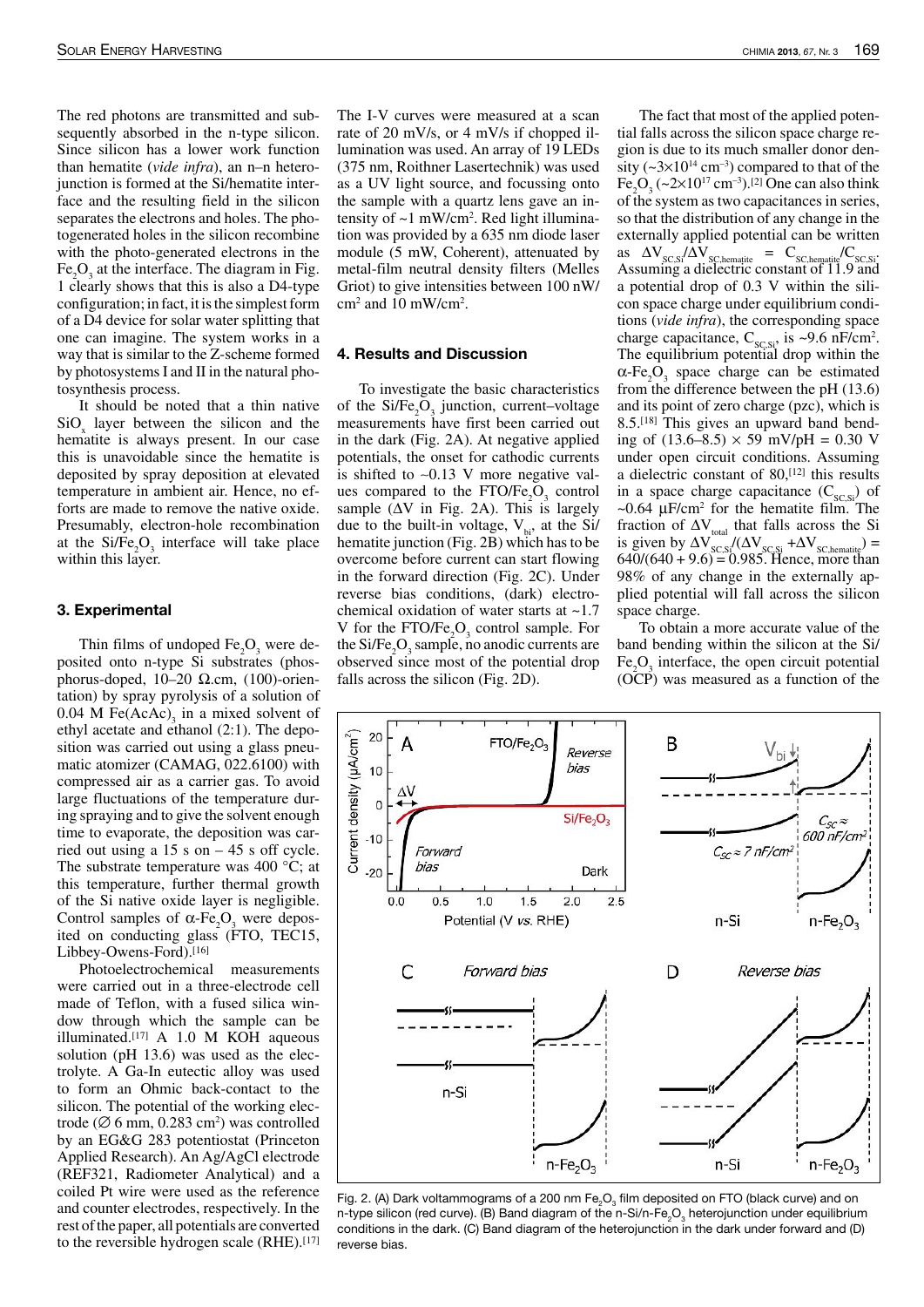The red photons are transmitted and subsequently absorbed in the n-type silicon. Since silicon has a lower work function than hematite (*vide infra*), an n–n heterojunction is formed at the Si/hematite interface and the resulting field in the silicon separates the electrons and holes. The photogenerated holes in the silicon recombine with the photo-generated electrons in the $Fe_2O_3$ at the interface. The diagram in Fig. 1 clearly shows that this is also a D4-type configuration; in fact, it is the simplest form of a D4 device for solar water splitting that one can imagine. The system works in a way that is similar to the Z-scheme formed by photosystems I and II in the natural photosynthesis process.

It should be noted that a thin native $SiO_x$ layer between the silicon and the hematite is always present. In our case this is unavoidable since the hematite is deposited by spray deposition at elevated temperature in ambient air. Hence, no efforts are made to remove the native oxide. Presumably, electron-hole recombination at the $Si/Fe_2O_3$ interface will take place within this layer.

## 3. Experimental

Thin films of undoped $Fe_2O_3$ were deposited onto n-type Si substrates (phosphorus-doped, 10–20 Ω.cm, (100)-orientation) by spray pyrolysis of a solution of 0.04 M $Fe(AcAc)_3$ in a mixed solvent of ethyl acetate and ethanol (2:1). The deposition was carried out using a glass pneumatic atomizer (CAMAG, 022.6100) with compressed air as a carrier gas. To avoid large fluctuations of the temperature during spraying and to give the solvent enough time to evaporate, the deposition was carried out using a 15 s on – 45 s off cycle. The substrate temperature was 400 °C; at this temperature, further thermal growth of the Si native oxide layer is negligible. Control samples of $\alpha$-$Fe_2O_3$ were deposited on conducting glass (FTO, TEC15, Libbey-Owens-Ford).[16]

Photoelectrochemical measurements were carried out in a three-electrode cell made of Teflon, with a fused silica window through which the sample can be illuminated.[17] A 1.0 M KOH aqueous solution (pH 13.6) was used as the electrolyte. A Ga-In eutectic alloy was used to form an Ohmic back-contact to the silicon. The potential of the working electrode (∅ 6 mm, 0.283 $cm^2$) was controlled by an EG&G 283 potentiostat (Princeton Applied Research). An Ag/AgCl electrode (REF321, Radiometer Analytical) and a coiled Pt wire were used as the reference and counter electrodes, respectively. In the rest of the paper, all potentials are converted to the reversible hydrogen scale (RHE).[17] The I-V curves were measured at a scan rate of 20 mV/s, or 4 mV/s if chopped illumination was used. An array of 19 LEDs (375 nm, Roithner Lasertechnik) was used as a UV light source, and focussing onto the sample with a quartz lens gave an intensity of ~1 mW/$cm^2$. Red light illumination was provided by a 635 nm diode laser module (5 mW, Coherent), attenuated by metal-film neutral density filters (Melles Griot) to give intensities between 100 nW/$cm^2$ and 10 mW/$cm^2$.

## 4. Results and Discussion

To investigate the basic characteristics of the $Si/Fe_2O_3$ junction, current–voltage measurements have first been carried out in the dark (Fig. 2A). At negative applied potentials, the onset for cathodic currents is shifted to ~0.13 V more negative values compared to the $FTO/Fe_2O_3$ control sample (ΔV in Fig. 2A). This is largely due to the built-in voltage, $V_{bi}$, at the Si/hematite junction (Fig. 2B) which has to be overcome before current can start flowing in the forward direction (Fig. 2C). Under reverse bias conditions, (dark) electrochemical oxidation of water starts at ~1.7 V for the $FTO/Fe_2O_3$ control sample. For the $Si/Fe_2O_3$ sample, no anodic currents are observed since most of the potential drop falls across the silicon (Fig. 2D).

The fact that most of the applied potential falls across the silicon space charge region is due to its much smaller donor density (~$3\times10^{14}$ $cm^{-3}$) compared to that of the $Fe_2O_3$ (~$2\times10^{17}$ $cm^{-3}$).[2] One can also think of the system as two capacitances in series, so that the distribution of any change in the externally applied potential can be written as $\Delta V_{SC,Si}/\Delta V_{SC,hematite} = C_{SC,hematite}/C_{SC,Si}$. Assuming a dielectric constant of 11.9 and a potential drop of 0.3 V within the silicon space charge under equilibrium conditions (*vide infra*), the corresponding space charge capacitance, $C_{SC,Si}$, is ~9.6 nF/$cm^2$. The equilibrium potential drop within the $\alpha$-$Fe_2O_3$ space charge can be estimated from the difference between the pH (13.6) and its point of zero charge (pzc), which is 8.5.[18] This gives an upward band bending of (13.6–8.5) × 59 mV/pH = 0.30 V under open circuit conditions. Assuming a dielectric constant of 80,[12] this results in a space charge capacitance ($C_{SC,Si}$) of ~0.64 μF/$cm^2$ for the hematite film. The fraction of $\Delta V_{total}$ that falls across the Si is given by $\Delta V_{SC,Si}/(\Delta V_{SC,Si} + \Delta V_{SC,hematite})$ = 640/(640 + 9.6) = 0.985. Hence, more than 98% of any change in the externally applied potential will fall across the silicon space charge.

To obtain a more accurate value of the band bending within the silicon at the $Si/Fe_2O_3$ interface, the open circuit potential (OCP) was measured as a function of the

Fig. 2. (A) Dark voltammograms of a 200 nm $Fe_2O_3$ film deposited on FTO (black curve) and on n-type silicon (red curve). (B) Band diagram of the n-Si/n-$Fe_2O_3$ heterojunction under equilibrium conditions in the dark. (C) Band diagram of the heterojunction in the dark under forward and (D) reverse bias.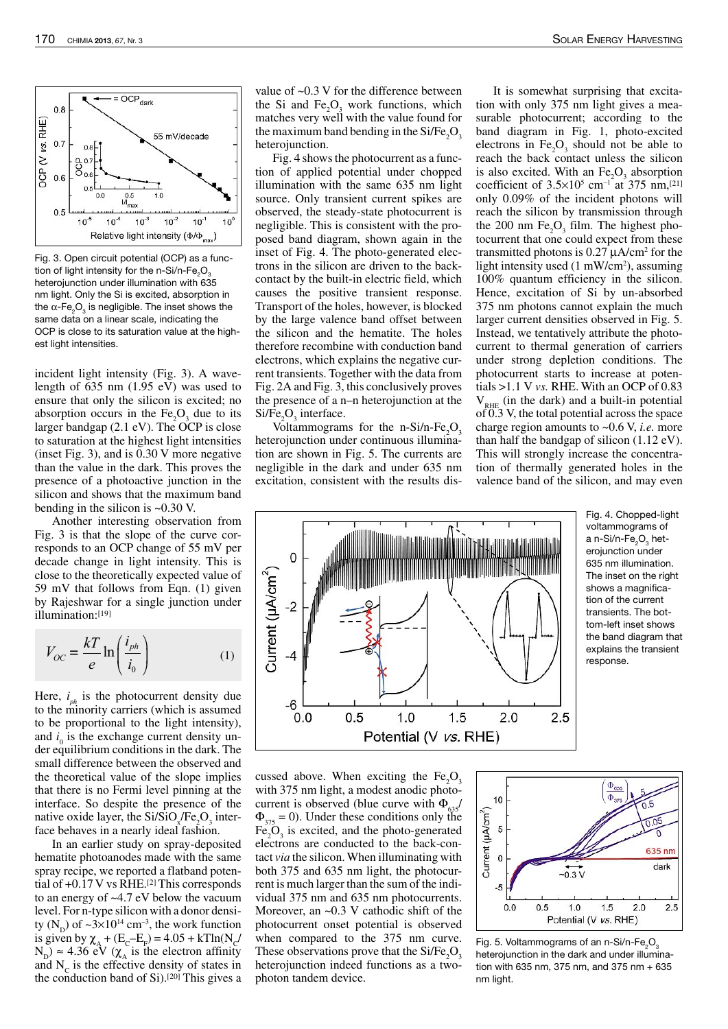Fig. 3. Open circuit potential (OCP) as a function of light intensity for the n-Si/n-$Fe_2O_3$ heterojunction under illumination with 635 nm light. Only the Si is excited, absorption in the α-$Fe_2O_3$ is negligible. The inset shows the same data on a linear scale, indicating the OCP is close to its saturation value at the highest light intensities.

incident light intensity (Fig. 3). A wavelength of 635 nm (1.95 eV) was used to ensure that only the silicon is excited; no absorption occurs in the $Fe_2O_3$ due to its larger bandgap (2.1 eV). The OCP is close to saturation at the highest light intensities (inset Fig. 3), and is 0.30 V more negative than the value in the dark. This proves the presence of a photoactive junction in the silicon and shows that the maximum band bending in the silicon is ~0.30 V.

Another interesting observation from Fig. 3 is that the slope of the curve corresponds to an OCP change of 55 mV per decade change in light intensity. This is close to the theoretically expected value of 59 mV that follows from Eqn. (1) given by Rajeshwar for a single junction under illumination:[19]

$$V_{OC} = \frac{kT}{e} \ln\left(\frac{i_{ph}}{i_0}\right) \qquad (1)$$

Here, $i_{ph}$ is the photocurrent density due to the minority carriers (which is assumed to be proportional to the light intensity), and $i_0$ is the exchange current density under equilibrium conditions in the dark. The small difference between the observed and the theoretical value of the slope implies that there is no Fermi level pinning at the interface. So despite the presence of the native oxide layer, the $Si/SiO_x/Fe_2O_3$ interface behaves in a nearly ideal fashion.

In an earlier study on spray-deposited hematite photoanodes made with the same spray recipe, we reported a flatband potential of +0.17 V vs RHE.[2] This corresponds to an energy of ~4.7 eV below the vacuum level. For n-type silicon with a donor density ($N_D$) of ~$3\times10^{14}$ cm$^{-3}$, the work function is given by $\chi_A + (E_C-E_F) = 4.05 + kT\ln(N_C/N_D) \approx 4.36$ eV ($\chi_A$ is the electron affinity and $N_C$ is the effective density of states in the conduction band of Si).[20] This gives a value of ~0.3 V for the difference between the Si and $Fe_2O_3$ work functions, which matches very well with the value found for the maximum band bending in the $Si/Fe_2O_3$ heterojunction.

Fig. 4 shows the photocurrent as a function of applied potential under chopped illumination with the same 635 nm light source. Only transient current spikes are observed, the steady-state photocurrent is negligible. This is consistent with the proposed band diagram, shown again in the inset of Fig. 4. The photo-generated electrons in the silicon are driven to the back-contact by the built-in electric field, which causes the positive transient response. Transport of the holes, however, is blocked by the large valence band offset between the silicon and the hematite. The holes therefore recombine with conduction band electrons, which explains the negative current transients. Together with the data from Fig. 2A and Fig. 3, this conclusively proves the presence of a n–n heterojunction at the $Si/Fe_2O_3$ interface.

Voltammograms for the n-Si/n-$Fe_2O_3$ heterojunction under continuous illumination are shown in Fig. 5. The currents are negligible in the dark and under 635 nm excitation, consistent with the results discussed above. When exciting the $Fe_2O_3$ with 375 nm light, a modest anodic photocurrent is observed (blue curve with $\Phi_{635}/\Phi_{375} = 0$). Under these conditions only the $Fe_2O_3$ is excited, and the photo-generated electrons are conducted to the back-contact *via* the silicon. When illuminating with both 375 and 635 nm light, the photocurrent is much larger than the sum of the individual 375 nm and 635 nm photocurrents. Moreover, an ~0.3 V cathodic shift of the photocurrent onset potential is observed when compared to the 375 nm curve. These observations prove that the $Si/Fe_2O_3$ heterojunction indeed functions as a two-photon tandem device.

Fig. 4. Chopped-light voltammograms of a n-Si/n-$Fe_2O_3$ heterojunction under 635 nm illumination. The inset on the right shows a magnification of the current transients. The bottom-left inset shows the band diagram that explains the transient response.

Fig. 5. Voltammograms of an n-Si/n-$Fe_2O_3$ heterojunction in the dark and under illumination with 635 nm, 375 nm, and 375 nm + 635 nm light.

It is somewhat surprising that excitation with only 375 nm light gives a measurable photocurrent; according to the band diagram in Fig. 1, photo-excited electrons in $Fe_2O_3$ should not be able to reach the back contact unless the silicon is also excited. With an $Fe_2O_3$ absorption coefficient of $3.5\times10^5$ cm$^{-1}$ at 375 nm,[21] only 0.09% of the incident photons will reach the silicon by transmission through the 200 nm $Fe_2O_3$ film. The highest photocurrent that one could expect from these transmitted photons is 0.27 μA/cm$^2$ for the light intensity used (1 mW/cm$^2$), assuming 100% quantum efficiency in the silicon. Hence, excitation of Si by un-absorbed 375 nm photons cannot explain the much larger current densities observed in Fig. 5. Instead, we tentatively attribute the photocurrent to thermal generation of carriers under strong depletion conditions. The photocurrent starts to increase at potentials >1.1 V *vs.* RHE. With an OCP of 0.83 $V_{RHE}$ (in the dark) and a built-in potential of 0.3 V, the total potential across the space charge region amounts to ~0.6 V, *i.e.* more than half the bandgap of silicon (1.12 eV). This will strongly increase the concentration of thermally generated holes in the valence band of the silicon, and may even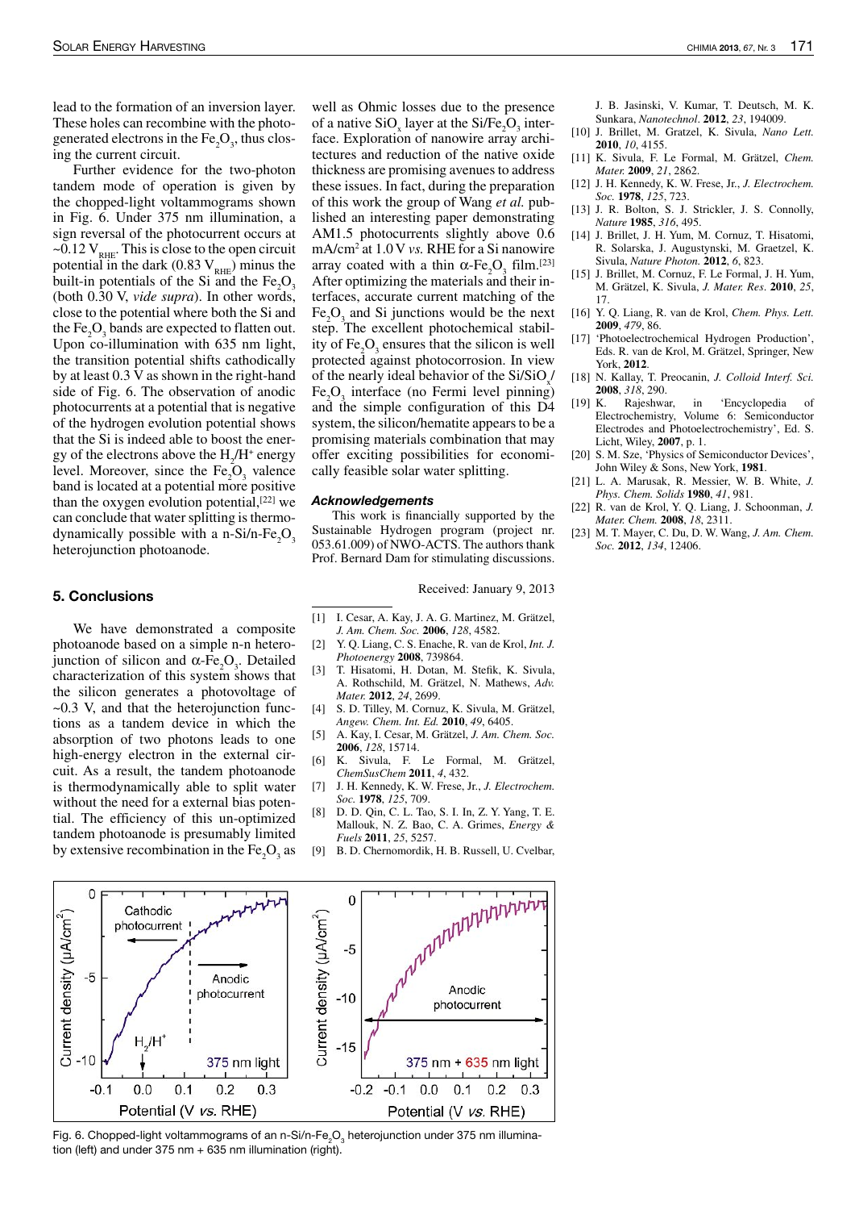lead to the formation of an inversion layer. These holes can recombine with the photo-generated electrons in the $Fe_2O_3$, thus closing the current circuit.

Further evidence for the two-photon tandem mode of operation is given by the chopped-light voltammograms shown in Fig. 6. Under 375 nm illumination, a sign reversal of the photocurrent occurs at ~0.12 $V_{RHE}$. This is close to the open circuit potential in the dark (0.83 $V_{RHE}$) minus the built-in potentials of the Si and the $Fe_2O_3$ (both 0.30 V, *vide supra*). In other words, close to the potential where both the Si and the $Fe_2O_3$ bands are expected to flatten out. Upon co-illumination with 635 nm light, the transition potential shifts cathodically by at least 0.3 V as shown in the right-hand side of Fig. 6. The observation of anodic photocurrents at a potential that is negative of the hydrogen evolution potential shows that the Si is indeed able to boost the energy of the electrons above the $H_2/H^+$ energy level. Moreover, since the $Fe_2O_3$ valence band is located at a potential more positive than the oxygen evolution potential,[22] we can conclude that water splitting is thermodynamically possible with a n-Si/n-$Fe_2O_3$ heterojunction photoanode.

## 5. Conclusions

We have demonstrated a composite photoanode based on a simple n-n heterojunction of silicon and α-$Fe_2O_3$. Detailed characterization of this system shows that the silicon generates a photovoltage of ~0.3 V, and that the heterojunction functions as a tandem device in which the absorption of two photons leads to one high-energy electron in the external circuit. As a result, the tandem photoanode is thermodynamically able to split water without the need for a external bias potential. The efficiency of this un-optimized tandem photoanode is presumably limited by extensive recombination in the $Fe_2O_3$ as well as Ohmic losses due to the presence of a native $SiO_x$ layer at the Si/$Fe_2O_3$ interface. Exploration of nanowire array architectures and reduction of the native oxide thickness are promising avenues to address these issues. In fact, during the preparation of this work the group of Wang *et al.* published an interesting paper demonstrating AM1.5 photocurrents slightly above 0.6 mA/cm² at 1.0 V *vs.* RHE for a Si nanowire array coated with a thin α-$Fe_2O_3$ film.[23] After optimizing the materials and their interfaces, accurate current matching of the $Fe_2O_3$ and Si junctions would be the next step. The excellent photochemical stability of $Fe_2O_3$ ensures that the silicon is well protected against photocorrosion. In view of the nearly ideal behavior of the Si/$SiO_x$/$Fe_2O_3$ interface (no Fermi level pinning) and the simple configuration of this D4 system, the silicon/hematite appears to be a promising materials combination that may offer exciting possibilities for economically feasible solar water splitting.

### *Acknowledgements*

This work is financially supported by the Sustainable Hydrogen program (project nr. 053.61.009) of NWO-ACTS. The authors thank Prof. Bernard Dam for stimulating discussions.

Received: January 9, 2013

[1] I. Cesar, A. Kay, J. A. G. Martinez, M. Grätzel, *J. Am. Chem. Soc.* **2006**, *128*, 4582.
[2] Y. Q. Liang, C. S. Enache, R. van de Krol, *Int. J. Photoenergy* **2008**, 739864.
[3] T. Hisatomi, H. Dotan, M. Stefik, K. Sivula, A. Rothschild, M. Grätzel, N. Mathews, *Adv. Mater.* **2012**, *24*, 2699.
[4] S. D. Tilley, M. Cornuz, K. Sivula, M. Grätzel, *Angew. Chem. Int. Ed.* **2010**, *49*, 6405.
[5] A. Kay, I. Cesar, M. Grätzel, *J. Am. Chem. Soc.* **2006**, *128*, 15714.
[6] K. Sivula, F. Le Formal, M. Grätzel, *ChemSusChem* **2011**, *4*, 432.
[7] J. H. Kennedy, K. W. Frese, Jr., *J. Electrochem. Soc.* **1978**, *125*, 709.
[8] D. D. Qin, C. L. Tao, S. I. In, Z. Y. Yang, T. E. Mallouk, N. Z. Bao, C. A. Grimes, *Energy & Fuels* **2011**, *25*, 5257.
[9] B. D. Chernomordik, H. B. Russell, U. Cvelbar, J. B. Jasinski, V. Kumar, T. Deutsch, M. K. Sunkara, *Nanotechnol*. **2012**, *23*, 194009.
[10] J. Brillet, M. Gratzel, K. Sivula, *Nano Lett.* **2010**, *10*, 4155.
[11] K. Sivula, F. Le Formal, M. Grätzel, *Chem. Mater.* **2009**, *21*, 2862.
[12] J. H. Kennedy, K. W. Frese, Jr., *J. Electrochem. Soc.* **1978**, *125*, 723.
[13] J. R. Bolton, S. J. Strickler, J. S. Connolly, *Nature* **1985**, *316*, 495.
[14] J. Brillet, J. H. Yum, M. Cornuz, T. Hisatomi, R. Solarska, J. Augustynski, M. Graetzel, K. Sivula, *Nature Photon.* **2012**, *6*, 823.
[15] J. Brillet, M. Cornuz, F. Le Formal, J. H. Yum, M. Grätzel, K. Sivula, *J. Mater. Res.* **2010**, *25*, 17.
[16] Y. Q. Liang, R. van de Krol, *Chem. Phys. Lett.* **2009**, *479*, 86.
[17] 'Photoelectrochemical Hydrogen Production', Eds. R. van de Krol, M. Grätzel, Springer, New York, **2012**.
[18] N. Kallay, T. Preocanin, *J. Colloid Interf. Sci.* **2008**, *318*, 290.
[19] K. Rajeshwar, in 'Encyclopedia of Electrochemistry, Volume 6: Semiconductor Electrodes and Photoelectrochemistry', Ed. S. Licht, Wiley, **2007**, p. 1.
[20] S. M. Sze, 'Physics of Semiconductor Devices', John Wiley & Sons, New York, **1981**.
[21] L. A. Marusak, R. Messier, W. B. White, *J. Phys. Chem. Solids* **1980**, *41*, 981.
[22] R. van de Krol, Y. Q. Liang, J. Schoonman, *J. Mater. Chem.* **2008**, *18*, 2311.
[23] M. T. Mayer, C. Du, D. W. Wang, *J. Am. Chem. Soc.* **2012**, *134*, 12406.

Cathodic photocurrent
Anodic photocurrent
$H_2/H^+$
375 nm light
Current density (μA/cm²)
0
-5
-10
-0.1 0.0 0.1 0.2 0.3
Potential (V *vs.* RHE)

Anodic photocurrent
375 nm + 635 nm light
Current density (μA/cm²)
0
-5
-10
-15
-0.2 -0.1 0.0 0.1 0.2 0.3
Potential (V *vs.* RHE)

Fig. 6. Chopped-light voltammograms of an n-Si/n-$Fe_2O_3$ heterojunction under 375 nm illumination (left) and under 375 nm + 635 nm illumination (right).